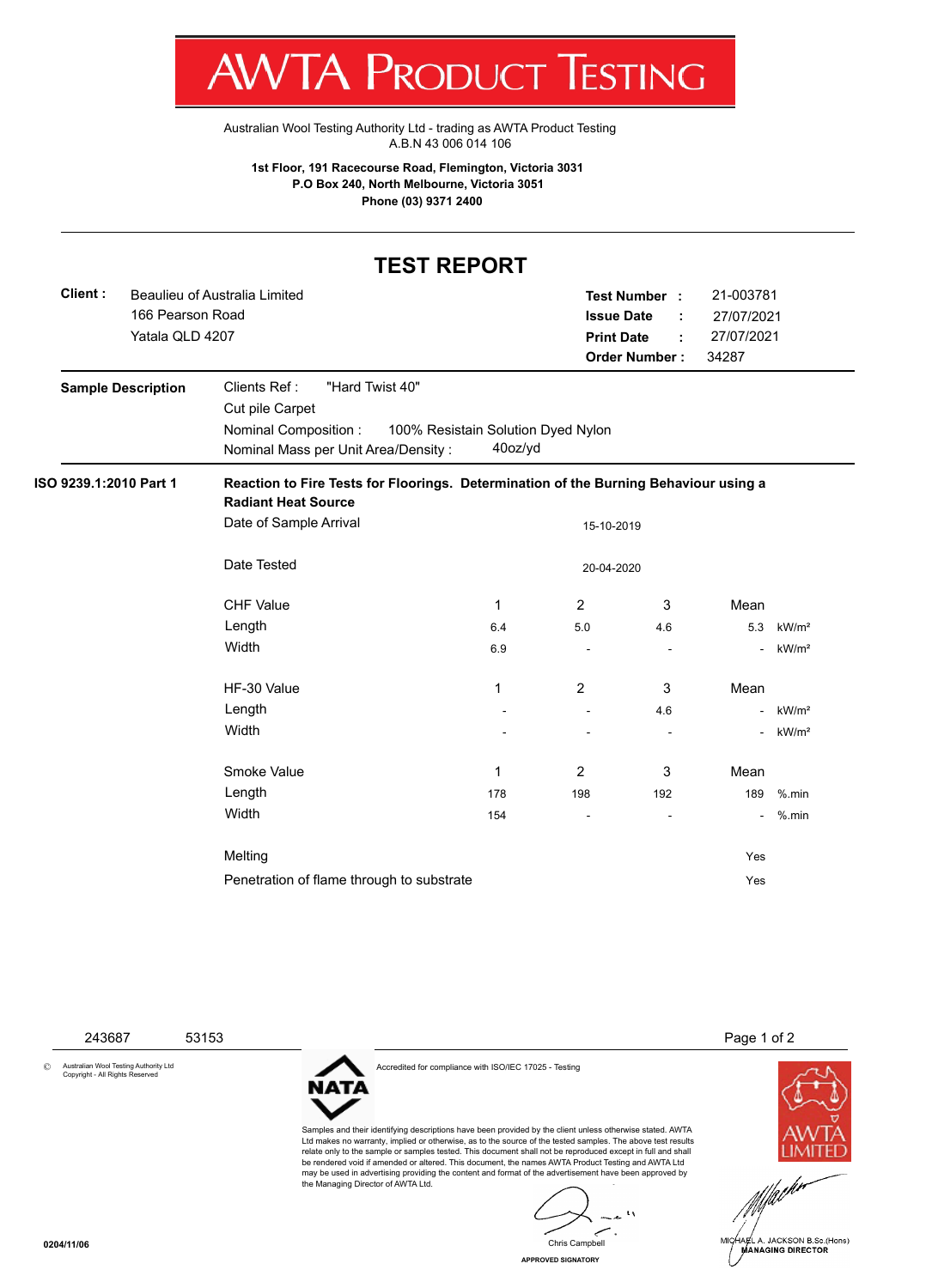# AWTA PRODUCT TESTING

Australian Wool Testing Authority Ltd - trading as AWTA Product Testing
A.B.N 43 006 014 106

**1st Floor, 191 Racecourse Road, Flemington, Victoria 3031**
**P.O Box 240, North Melbourne, Victoria 3051**
**Phone (03) 9371 2400**

## TEST REPORT

**Client :** Beaulieu of Australia Limited
166 Pearson Road
Yatala QLD 4207

**Test Number :** 21-003781
**Issue Date :** 27/07/2021
**Print Date :** 27/07/2021
**Order Number :** 34287

**Sample Description**

Clients Ref : "Hard Twist 40"
Cut pile Carpet
Nominal Composition : 100% Resistain Solution Dyed Nylon
Nominal Mass per Unit Area/Density : 40oz/yd

**ISO 9239.1:2010 Part 1** — **Reaction to Fire Tests for Floorings. Determination of the Burning Behaviour using a Radiant Heat Source**

Date of Sample Arrival: 15-10-2019

Date Tested: 20-04-2020

| CHF Value | 1 | 2 | 3 | Mean | |
|---|---|---|---|---|---|
| Length | 6.4 | 5.0 | 4.6 | 5.3 | kW/m² |
| Width | 6.9 | - | - | - | kW/m² |

| HF-30 Value | 1 | 2 | 3 | Mean | |
|---|---|---|---|---|---|
| Length | - | - | 4.6 | - | kW/m² |
| Width | - | - | - | - | kW/m² |

| Smoke Value | 1 | 2 | 3 | Mean | |
|---|---|---|---|---|---|
| Length | 178 | 198 | 192 | 189 | %.min |
| Width | 154 | - | - | - | %.min |

Melting: Yes

Penetration of flame through to substrate: Yes

243687 53153

© Australian Wool Testing Authority Ltd Copyright - All Rights Reserved

Accredited for compliance with ISO/IEC 17025 - Testing

Samples and their identifying descriptions have been provided by the client unless otherwise stated. AWTA Ltd makes no warranty, implied or otherwise, as to the source of the tested samples. The above test results relate only to the sample or samples tested. This document shall not be reproduced except in full and shall be rendered void if amended or altered. This document, the names AWTA Product Testing and AWTA Ltd may be used in advertising providing the content and format of the advertisement have been approved by the Managing Director of AWTA Ltd.

Chris Campbell
APPROVED SIGNATORY

MICHAEL A. JACKSON B.Sc.(Hons)
MANAGING DIRECTOR

0204/11/06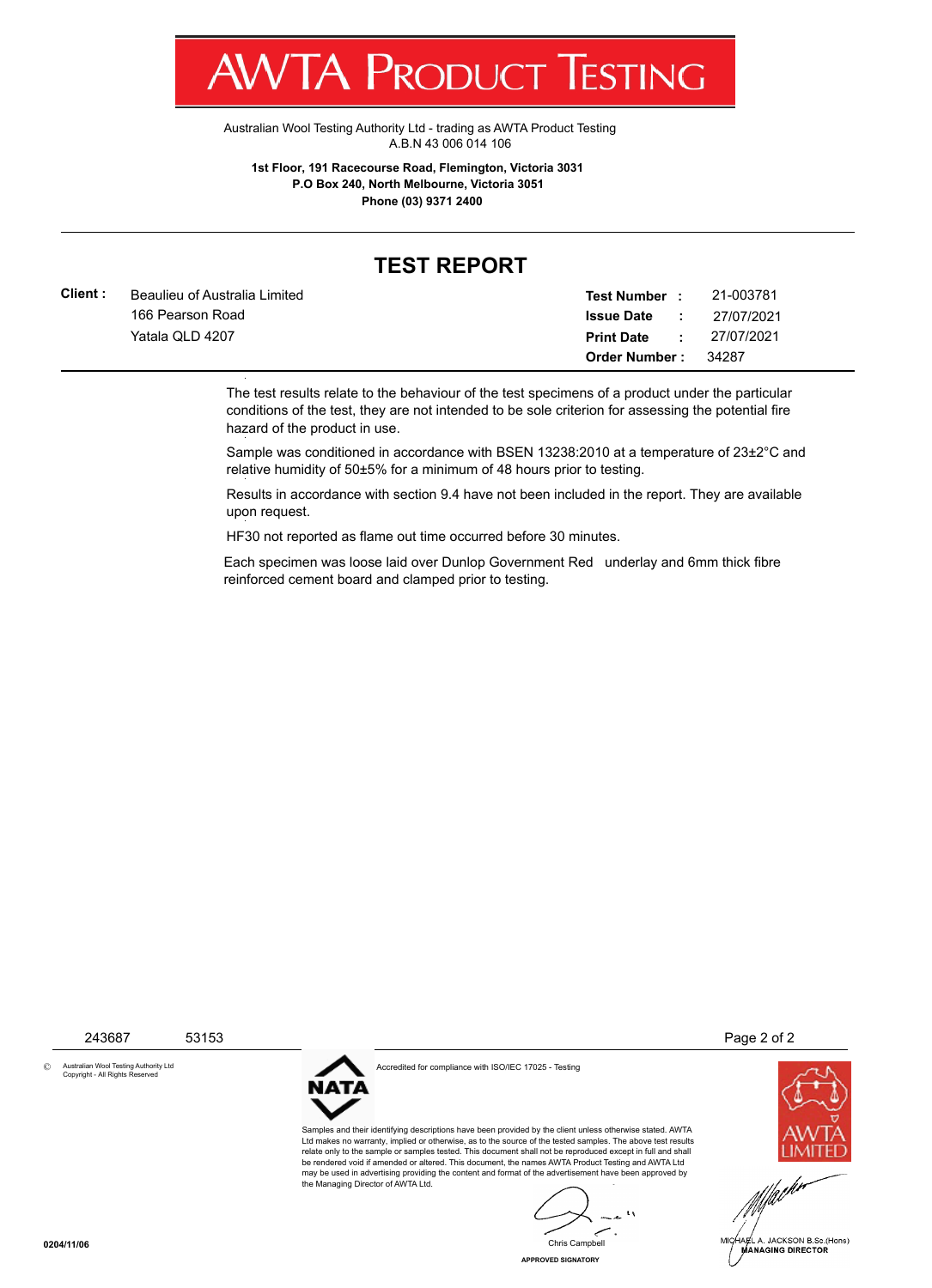# AWTA PRODUCT TESTING

Australian Wool Testing Authority Ltd - trading as AWTA Product Testing
A.B.N 43 006 014 106

**1st Floor, 191 Racecourse Road, Flemington, Victoria 3031**
**P.O Box 240, North Melbourne, Victoria 3051**
**Phone (03) 9371 2400**

## TEST REPORT

| | | | |
|---|---|---|---|
| **Client :** | Beaulieu of Australia Limited | **Test Number :** | 21-003781 |
| | 166 Pearson Road | **Issue Date :** | 27/07/2021 |
| | Yatala QLD 4207 | **Print Date :** | 27/07/2021 |
| | | **Order Number :** | 34287 |

The test results relate to the behaviour of the test specimens of a product under the particular conditions of the test, they are not intended to be sole criterion for assessing the potential fire hazard of the product in use.

Sample was conditioned in accordance with BSEN 13238:2010 at a temperature of 23±2°C and relative humidity of 50±5% for a minimum of 48 hours prior to testing.

Results in accordance with section 9.4 have not been included in the report. They are available upon request.

HF30 not reported as flame out time occurred before 30 minutes.

Each specimen was loose laid over Dunlop Government Red underlay and 6mm thick fibre reinforced cement board and clamped prior to testing.

243687 53153

© Australian Wool Testing Authority Ltd
Copyright - All Rights Reserved

NATA

Accredited for compliance with ISO/IEC 17025 - Testing

Samples and their identifying descriptions have been provided by the client unless otherwise stated. AWTA Ltd makes no warranty, implied or otherwise, as to the source of the tested samples. The above test results relate only to the sample or samples tested. This document shall not be reproduced except in full and shall be rendered void if amended or altered. This document, the names AWTA Product Testing and AWTA Ltd may be used in advertising providing the content and format of the advertisement have been approved by the Managing Director of AWTA Ltd.

AWTA LIMITED

Chris Campbell
APPROVED SIGNATORY

MICHAEL A. JACKSON B.Sc.(Hons)
MANAGING DIRECTOR

0204/11/06